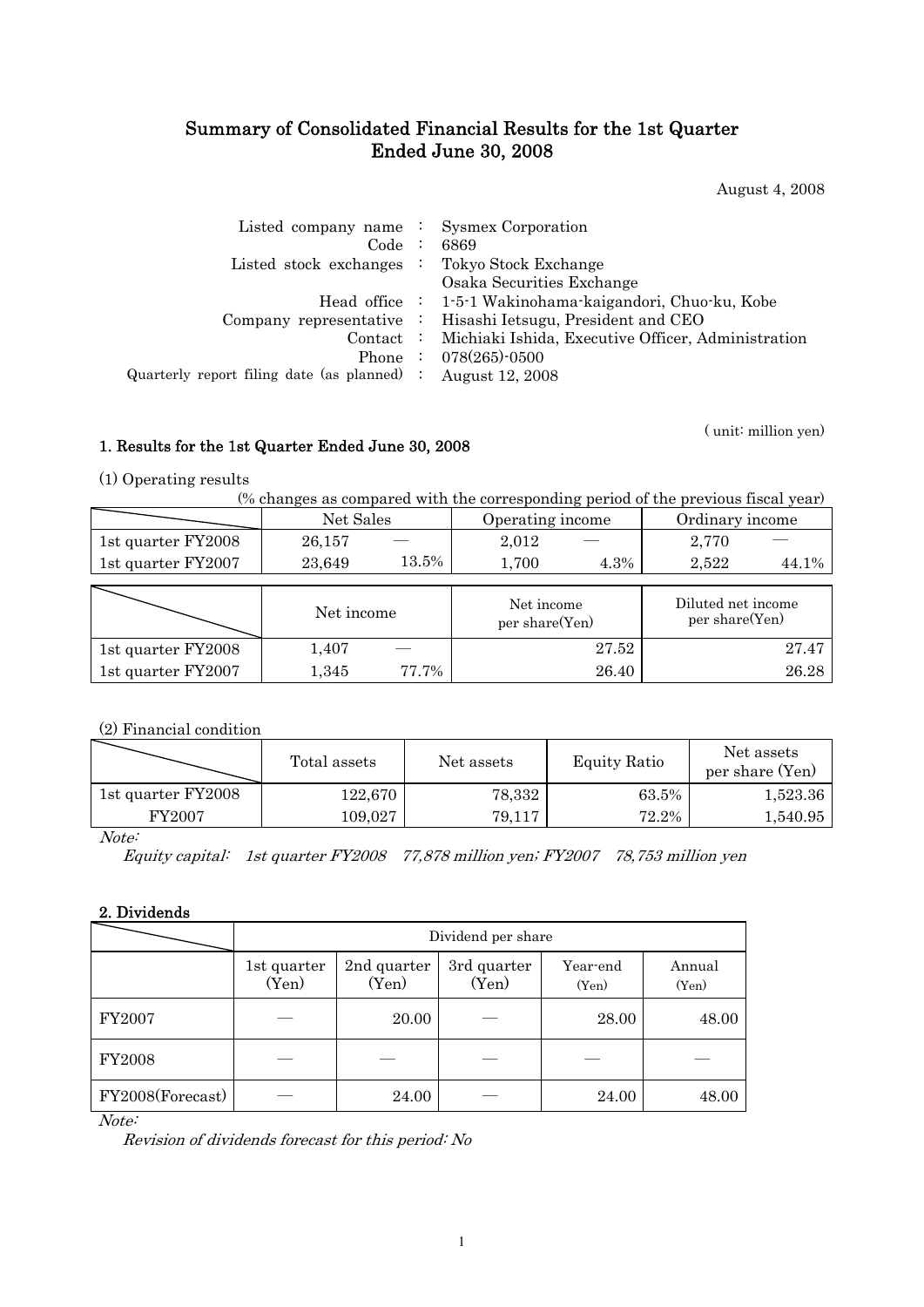# Summary of Consolidated Financial Results for the 1st Quarter Ended June 30, 2008

August 4, 2008

| | | |
|---|---|---|
| Listed company name | : | Sysmex Corporation |
| Code | : | 6869 |
| Listed stock exchanges | : | Tokyo Stock Exchange<br>Osaka Securities Exchange |
| Head office | : | 1-5-1 Wakinohama-kaigandori, Chuo-ku, Kobe |
| Company representative | : | Hisashi Ietsugu, President and CEO |
| Contact | : | Michiaki Ishida, Executive Officer, Administration |
| Phone | : | 078(265)-0500 |
| Quarterly report filing date (as planned) | : | August 12, 2008 |

( unit: million yen)

## 1. Results for the 1st Quarter Ended June 30, 2008

(1) Operating results

(% changes as compared with the corresponding period of the previous fiscal year)

| | Net Sales | | Operating income | | Ordinary income | |
|---|---|---|---|---|---|---|
| 1st quarter FY2008 | 26,157 | — | 2,012 | — | 2,770 | — |
| 1st quarter FY2007 | 23,649 | 13.5% | 1,700 | 4.3% | 2,522 | 44.1% |

| | Net income | | Net income per share(Yen) | Diluted net income per share(Yen) |
|---|---|---|---|---|
| 1st quarter FY2008 | 1,407 | — | 27.52 | 27.47 |
| 1st quarter FY2007 | 1,345 | 77.7% | 26.40 | 26.28 |

(2) Financial condition

| | Total assets | Net assets | Equity Ratio | Net assets per share (Yen) |
|---|---|---|---|---|
| 1st quarter FY2008 | 122,670 | 78,332 | 63.5% | 1,523.36 |
| FY2007 | 109,027 | 79,117 | 72.2% | 1,540.95 |

*Note:*

*Equity capital: 1st quarter FY2008 77,878 million yen; FY2007 78,753 million yen*

## 2. Dividends

| | Dividend per share | | | | |
|---|---|---|---|---|---|
| | 1st quarter (Yen) | 2nd quarter (Yen) | 3rd quarter (Yen) | Year-end (Yen) | Annual (Yen) |
| FY2007 | — | 20.00 | — | 28.00 | 48.00 |
| FY2008 | — | — | — | — | — |
| FY2008(Forecast) | — | 24.00 | — | 24.00 | 48.00 |

*Note:*

*Revision of dividends forecast for this period: No*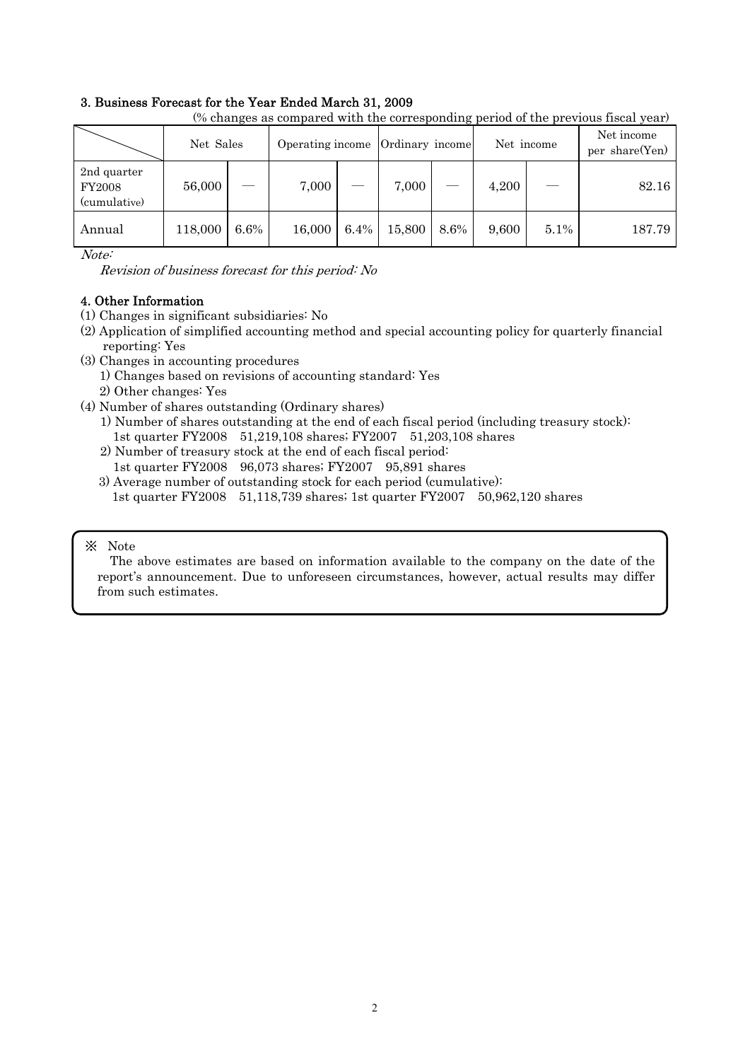### 3. Business Forecast for the Year Ended March 31, 2009

(% changes as compared with the corresponding period of the previous fiscal year)

| | Net Sales | | Operating income | | Ordinary income | | Net income | | Net income per share(Yen) |
|---|---|---|---|---|---|---|---|---|---|
| 2nd quarter FY2008 (cumulative) | 56,000 | — | 7,000 | — | 7,000 | — | 4,200 | — | 82.16 |
| Annual | 118,000 | 6.6% | 16,000 | 6.4% | 15,800 | 8.6% | 9,600 | 5.1% | 187.79 |

*Note:*

*Revision of business forecast for this period: No*

### 4. Other Information

(1) Changes in significant subsidiaries: No

(2) Application of simplified accounting method and special accounting policy for quarterly financial reporting: Yes

(3) Changes in accounting procedures

1) Changes based on revisions of accounting standard: Yes

2) Other changes: Yes

(4) Number of shares outstanding (Ordinary shares)

1) Number of shares outstanding at the end of each fiscal period (including treasury stock):
1st quarter FY2008 51,219,108 shares; FY2007 51,203,108 shares

2) Number of treasury stock at the end of each fiscal period:
1st quarter FY2008 96,073 shares; FY2007 95,891 shares

3) Average number of outstanding stock for each period (cumulative):
1st quarter FY2008 51,118,739 shares; 1st quarter FY2007 50,962,120 shares

※ Note

The above estimates are based on information available to the company on the date of the report's announcement. Due to unforeseen circumstances, however, actual results may differ from such estimates.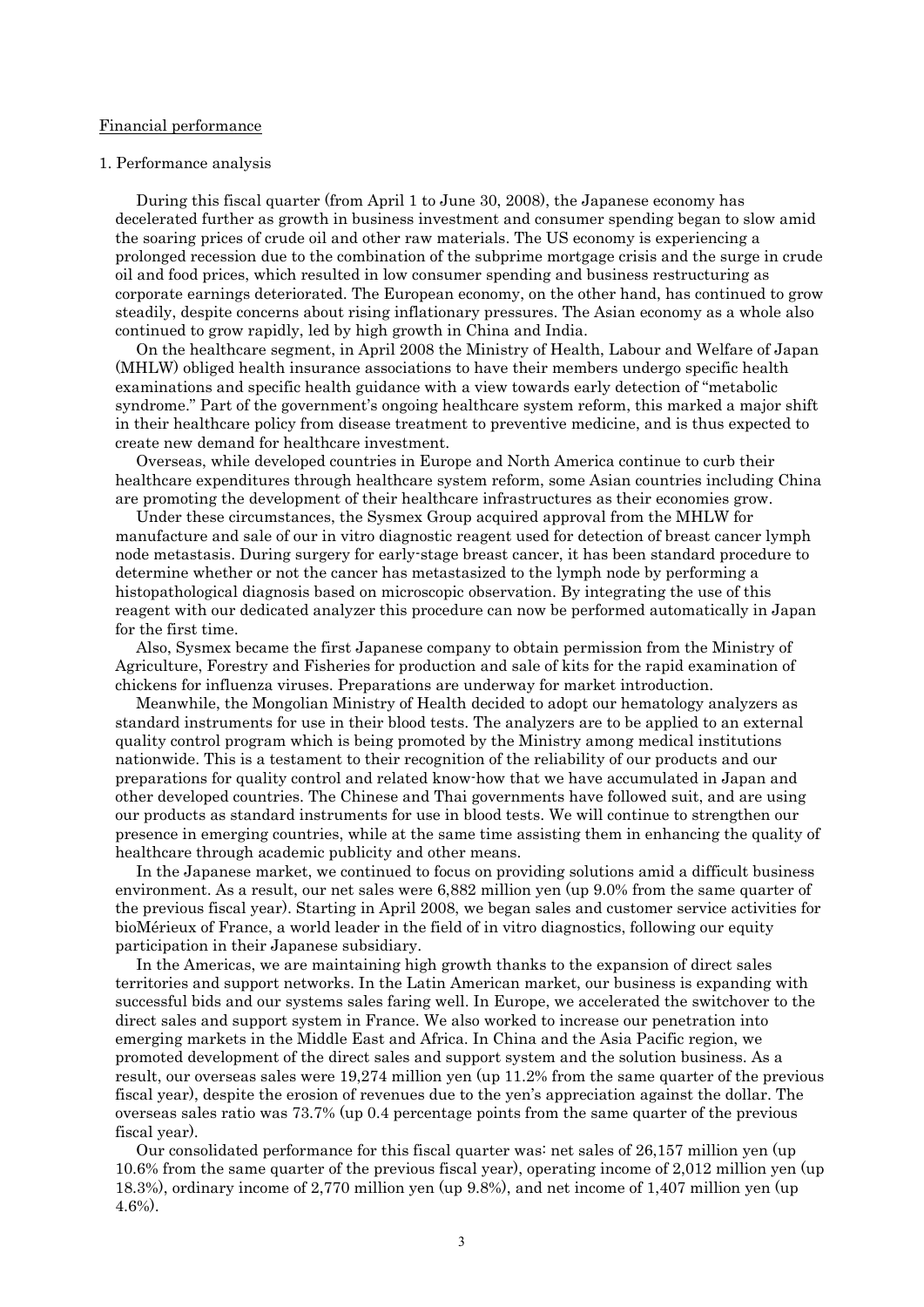Financial performance

1. Performance analysis

During this fiscal quarter (from April 1 to June 30, 2008), the Japanese economy has decelerated further as growth in business investment and consumer spending began to slow amid the soaring prices of crude oil and other raw materials. The US economy is experiencing a prolonged recession due to the combination of the subprime mortgage crisis and the surge in crude oil and food prices, which resulted in low consumer spending and business restructuring as corporate earnings deteriorated. The European economy, on the other hand, has continued to grow steadily, despite concerns about rising inflationary pressures. The Asian economy as a whole also continued to grow rapidly, led by high growth in China and India.

On the healthcare segment, in April 2008 the Ministry of Health, Labour and Welfare of Japan (MHLW) obliged health insurance associations to have their members undergo specific health examinations and specific health guidance with a view towards early detection of "metabolic syndrome." Part of the government's ongoing healthcare system reform, this marked a major shift in their healthcare policy from disease treatment to preventive medicine, and is thus expected to create new demand for healthcare investment.

Overseas, while developed countries in Europe and North America continue to curb their healthcare expenditures through healthcare system reform, some Asian countries including China are promoting the development of their healthcare infrastructures as their economies grow.

Under these circumstances, the Sysmex Group acquired approval from the MHLW for manufacture and sale of our in vitro diagnostic reagent used for detection of breast cancer lymph node metastasis. During surgery for early-stage breast cancer, it has been standard procedure to determine whether or not the cancer has metastasized to the lymph node by performing a histopathological diagnosis based on microscopic observation. By integrating the use of this reagent with our dedicated analyzer this procedure can now be performed automatically in Japan for the first time.

Also, Sysmex became the first Japanese company to obtain permission from the Ministry of Agriculture, Forestry and Fisheries for production and sale of kits for the rapid examination of chickens for influenza viruses. Preparations are underway for market introduction.

Meanwhile, the Mongolian Ministry of Health decided to adopt our hematology analyzers as standard instruments for use in their blood tests. The analyzers are to be applied to an external quality control program which is being promoted by the Ministry among medical institutions nationwide. This is a testament to their recognition of the reliability of our products and our preparations for quality control and related know-how that we have accumulated in Japan and other developed countries. The Chinese and Thai governments have followed suit, and are using our products as standard instruments for use in blood tests. We will continue to strengthen our presence in emerging countries, while at the same time assisting them in enhancing the quality of healthcare through academic publicity and other means.

In the Japanese market, we continued to focus on providing solutions amid a difficult business environment. As a result, our net sales were 6,882 million yen (up 9.0% from the same quarter of the previous fiscal year). Starting in April 2008, we began sales and customer service activities for bioMérieux of France, a world leader in the field of in vitro diagnostics, following our equity participation in their Japanese subsidiary.

In the Americas, we are maintaining high growth thanks to the expansion of direct sales territories and support networks. In the Latin American market, our business is expanding with successful bids and our systems sales faring well. In Europe, we accelerated the switchover to the direct sales and support system in France. We also worked to increase our penetration into emerging markets in the Middle East and Africa. In China and the Asia Pacific region, we promoted development of the direct sales and support system and the solution business. As a result, our overseas sales were 19,274 million yen (up 11.2% from the same quarter of the previous fiscal year), despite the erosion of revenues due to the yen's appreciation against the dollar. The overseas sales ratio was 73.7% (up 0.4 percentage points from the same quarter of the previous fiscal year).

Our consolidated performance for this fiscal quarter was: net sales of 26,157 million yen (up 10.6% from the same quarter of the previous fiscal year), operating income of 2,012 million yen (up 18.3%), ordinary income of 2,770 million yen (up 9.8%), and net income of 1,407 million yen (up 4.6%).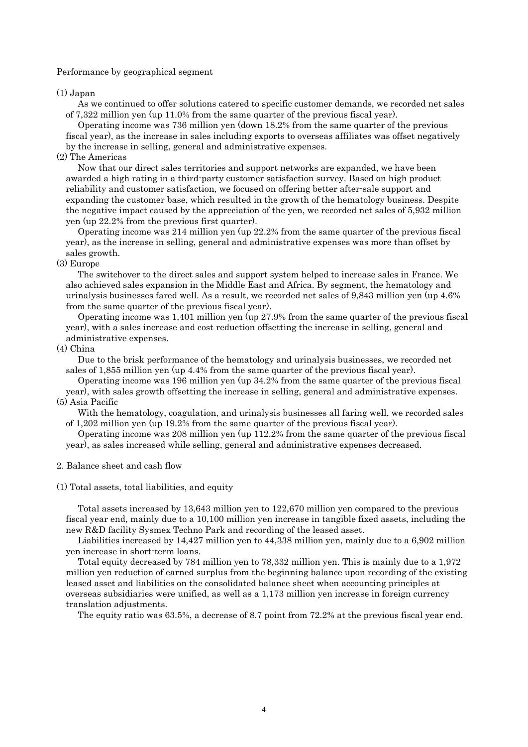Performance by geographical segment

(1) Japan

As we continued to offer solutions catered to specific customer demands, we recorded net sales of 7,322 million yen (up 11.0% from the same quarter of the previous fiscal year).

Operating income was 736 million yen (down 18.2% from the same quarter of the previous fiscal year), as the increase in sales including exports to overseas affiliates was offset negatively by the increase in selling, general and administrative expenses.

(2) The Americas

Now that our direct sales territories and support networks are expanded, we have been awarded a high rating in a third-party customer satisfaction survey. Based on high product reliability and customer satisfaction, we focused on offering better after-sale support and expanding the customer base, which resulted in the growth of the hematology business. Despite the negative impact caused by the appreciation of the yen, we recorded net sales of 5,932 million yen (up 22.2% from the previous first quarter).

Operating income was 214 million yen (up 22.2% from the same quarter of the previous fiscal year), as the increase in selling, general and administrative expenses was more than offset by sales growth.

(3) Europe

The switchover to the direct sales and support system helped to increase sales in France. We also achieved sales expansion in the Middle East and Africa. By segment, the hematology and urinalysis businesses fared well. As a result, we recorded net sales of 9,843 million yen (up 4.6% from the same quarter of the previous fiscal year).

Operating income was 1,401 million yen (up 27.9% from the same quarter of the previous fiscal year), with a sales increase and cost reduction offsetting the increase in selling, general and administrative expenses.

(4) China

Due to the brisk performance of the hematology and urinalysis businesses, we recorded net sales of 1,855 million yen (up 4.4% from the same quarter of the previous fiscal year).

Operating income was 196 million yen (up 34.2% from the same quarter of the previous fiscal year), with sales growth offsetting the increase in selling, general and administrative expenses.

(5) Asia Pacific

With the hematology, coagulation, and urinalysis businesses all faring well, we recorded sales of 1,202 million yen (up 19.2% from the same quarter of the previous fiscal year).

Operating income was 208 million yen (up 112.2% from the same quarter of the previous fiscal year), as sales increased while selling, general and administrative expenses decreased.

## 2. Balance sheet and cash flow

### (1) Total assets, total liabilities, and equity

Total assets increased by 13,643 million yen to 122,670 million yen compared to the previous fiscal year end, mainly due to a 10,100 million yen increase in tangible fixed assets, including the new R&D facility Sysmex Techno Park and recording of the leased asset.

Liabilities increased by 14,427 million yen to 44,338 million yen, mainly due to a 6,902 million yen increase in short-term loans.

Total equity decreased by 784 million yen to 78,332 million yen. This is mainly due to a 1,972 million yen reduction of earned surplus from the beginning balance upon recording of the existing leased asset and liabilities on the consolidated balance sheet when accounting principles at overseas subsidiaries were unified, as well as a 1,173 million yen increase in foreign currency translation adjustments.

The equity ratio was 63.5%, a decrease of 8.7 point from 72.2% at the previous fiscal year end.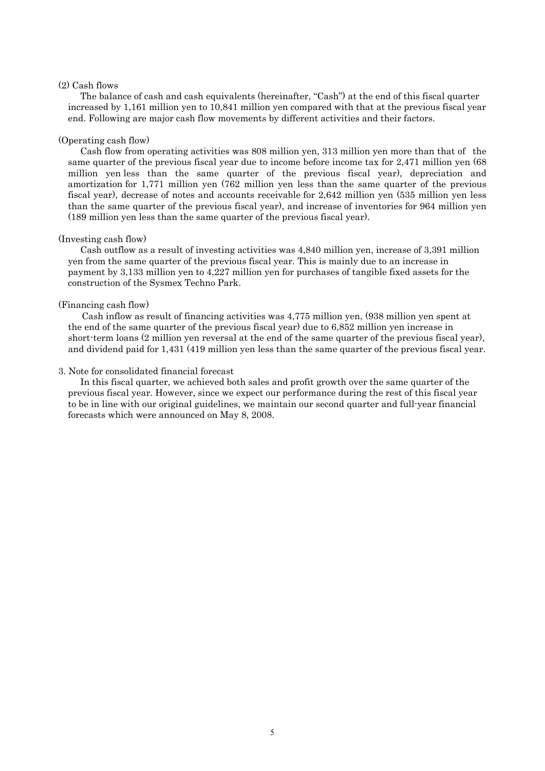(2) Cash flows

The balance of cash and cash equivalents (hereinafter, "Cash") at the end of this fiscal quarter increased by 1,161 million yen to 10,841 million yen compared with that at the previous fiscal year end. Following are major cash flow movements by different activities and their factors.

(Operating cash flow)

Cash flow from operating activities was 808 million yen, 313 million yen more than that of the same quarter of the previous fiscal year due to income before income tax for 2,471 million yen (68 million yen less than the same quarter of the previous fiscal year), depreciation and amortization for 1,771 million yen (762 million yen less than the same quarter of the previous fiscal year), decrease of notes and accounts receivable for 2,642 million yen (535 million yen less than the same quarter of the previous fiscal year), and increase of inventories for 964 million yen (189 million yen less than the same quarter of the previous fiscal year).

(Investing cash flow)

Cash outflow as a result of investing activities was 4,840 million yen, increase of 3,391 million yen from the same quarter of the previous fiscal year. This is mainly due to an increase in payment by 3,133 million yen to 4,227 million yen for purchases of tangible fixed assets for the construction of the Sysmex Techno Park.

(Financing cash flow)

Cash inflow as result of financing activities was 4,775 million yen, (938 million yen spent at the end of the same quarter of the previous fiscal year) due to 6,852 million yen increase in short-term loans (2 million yen reversal at the end of the same quarter of the previous fiscal year), and dividend paid for 1,431 (419 million yen less than the same quarter of the previous fiscal year.

3. Note for consolidated financial forecast

In this fiscal quarter, we achieved both sales and profit growth over the same quarter of the previous fiscal year. However, since we expect our performance during the rest of this fiscal year to be in line with our original guidelines, we maintain our second quarter and full-year financial forecasts which were announced on May 8, 2008.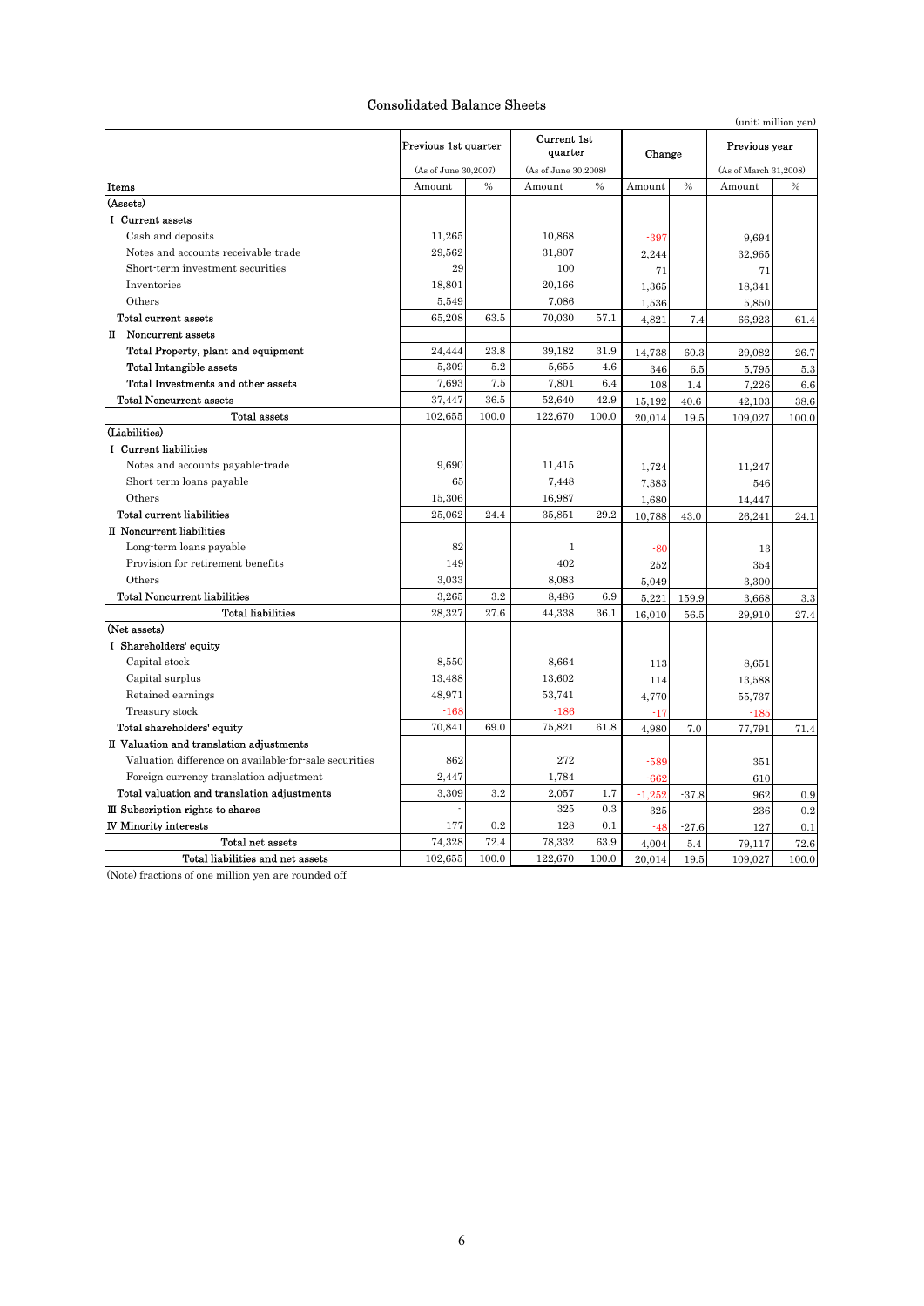## Consolidated Balance Sheets

(unit: million yen)

| Items | Previous 1st quarter (As of June 30,2007) | | Current 1st quarter (As of June 30,2008) | | Change | | Previous year (As of March 31,2008) | |
|---|---|---|---|---|---|---|---|---|
| | Amount | % | Amount | % | Amount | % | Amount | % |
| (Assets) | | | | | | | | |
| Ⅰ Current assets | | | | | | | | |
| Cash and deposits | 11,265 | | 10,868 | | -397 | | 9,694 | |
| Notes and accounts receivable-trade | 29,562 | | 31,807 | | 2,244 | | 32,965 | |
| Short-term investment securities | 29 | | 100 | | 71 | | 71 | |
| Inventories | 18,801 | | 20,166 | | 1,365 | | 18,341 | |
| Others | 5,549 | | 7,086 | | 1,536 | | 5,850 | |
| Total current assets | 65,208 | 63.5 | 70,030 | 57.1 | 4,821 | 7.4 | 66,923 | 61.4 |
| Ⅱ Noncurrent assets | | | | | | | | |
| Total Property, plant and equipment | 24,444 | 23.8 | 39,182 | 31.9 | 14,738 | 60.3 | 29,082 | 26.7 |
| Total Intangible assets | 5,309 | 5.2 | 5,655 | 4.6 | 346 | 6.5 | 5,795 | 5.3 |
| Total Investments and other assets | 7,693 | 7.5 | 7,801 | 6.4 | 108 | 1.4 | 7,226 | 6.6 |
| Total Noncurrent assets | 37,447 | 36.5 | 52,640 | 42.9 | 15,192 | 40.6 | 42,103 | 38.6 |
| Total assets | 102,655 | 100.0 | 122,670 | 100.0 | 20,014 | 19.5 | 109,027 | 100.0 |
| (Liabilities) | | | | | | | | |
| Ⅰ Current liabilities | | | | | | | | |
| Notes and accounts payable-trade | 9,690 | | 11,415 | | 1,724 | | 11,247 | |
| Short-term loans payable | 65 | | 7,448 | | 7,383 | | 546 | |
| Others | 15,306 | | 16,987 | | 1,680 | | 14,447 | |
| Total current liabilities | 25,062 | 24.4 | 35,851 | 29.2 | 10,788 | 43.0 | 26,241 | 24.1 |
| Ⅱ Noncurrent liabilities | | | | | | | | |
| Long-term loans payable | 82 | | 1 | | -80 | | 13 | |
| Provision for retirement benefits | 149 | | 402 | | 252 | | 354 | |
| Others | 3,033 | | 8,083 | | 5,049 | | 3,300 | |
| Total Noncurrent liabilities | 3,265 | 3.2 | 8,486 | 6.9 | 5,221 | 159.9 | 3,668 | 3.3 |
| Total liabilities | 28,327 | 27.6 | 44,338 | 36.1 | 16,010 | 56.5 | 29,910 | 27.4 |
| (Net assets) | | | | | | | | |
| Ⅰ Shareholders' equity | | | | | | | | |
| Capital stock | 8,550 | | 8,664 | | 113 | | 8,651 | |
| Capital surplus | 13,488 | | 13,602 | | 114 | | 13,588 | |
| Retained earnings | 48,971 | | 53,741 | | 4,770 | | 55,737 | |
| Treasury stock | -168 | | -186 | | -17 | | -185 | |
| Total shareholders' equity | 70,841 | 69.0 | 75,821 | 61.8 | 4,980 | 7.0 | 77,791 | 71.4 |
| Ⅱ Valuation and translation adjustments | | | | | | | | |
| Valuation difference on available-for-sale securities | 862 | | 272 | | -589 | | 351 | |
| Foreign currency translation adjustment | 2,447 | | 1,784 | | -662 | | 610 | |
| Total valuation and translation adjustments | 3,309 | 3.2 | 2,057 | 1.7 | -1,252 | -37.8 | 962 | 0.9 |
| Ⅲ Subscription rights to shares | - | | 325 | 0.3 | 325 | | 236 | 0.2 |
| Ⅳ Minority interests | 177 | 0.2 | 128 | 0.1 | -48 | -27.6 | 127 | 0.1 |
| Total net assets | 74,328 | 72.4 | 78,332 | 63.9 | 4,004 | 5.4 | 79,117 | 72.6 |
| Total liabilities and net assets | 102,655 | 100.0 | 122,670 | 100.0 | 20,014 | 19.5 | 109,027 | 100.0 |

(Note) fractions of one million yen are rounded off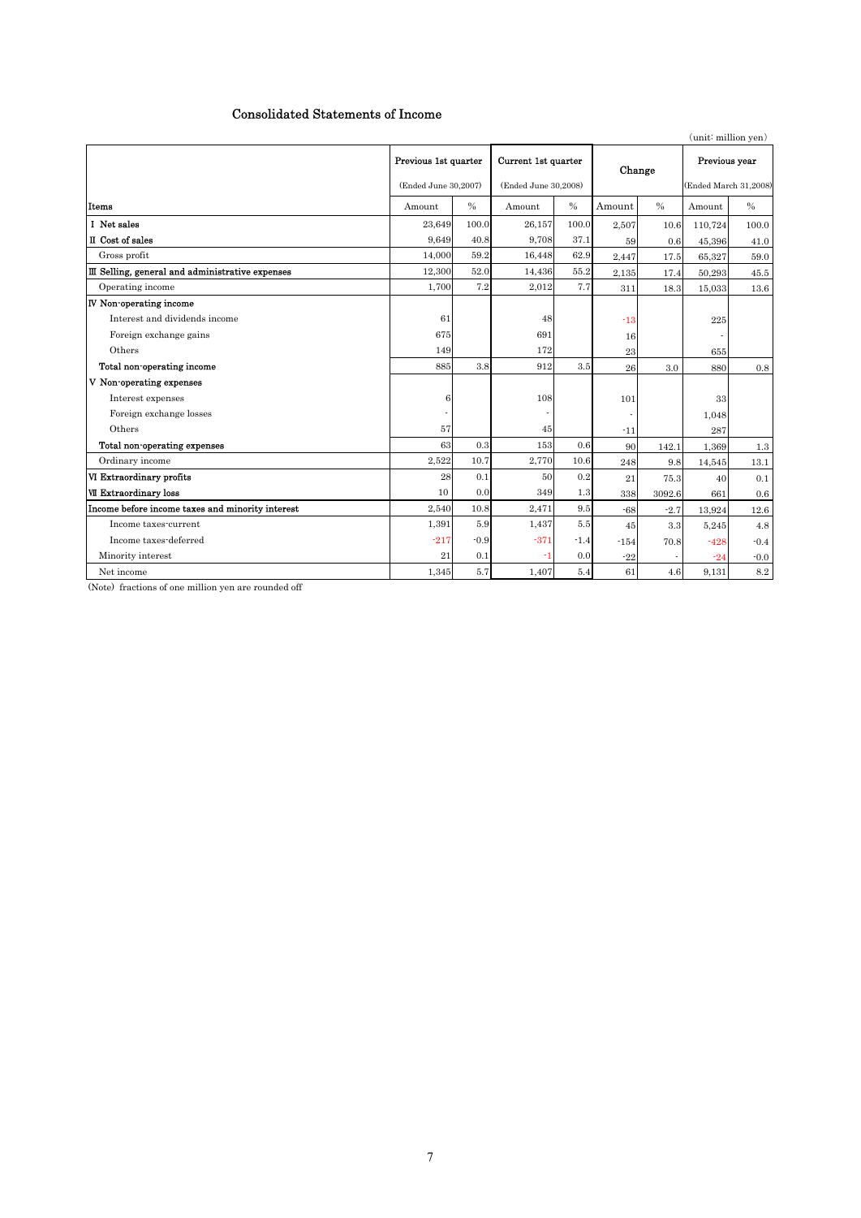## Consolidated Statements of Income

(unit: million yen)

| Items | Previous 1st quarter (Ended June 30,2007) | | Current 1st quarter (Ended June 30,2008) | | Change | | Previous year (Ended March 31,2008) | |
|---|---|---|---|---|---|---|---|---|
| | Amount | % | Amount | % | Amount | % | Amount | % |
| I Net sales | 23,649 | 100.0 | 26,157 | 100.0 | 2,507 | 10.6 | 110,724 | 100.0 |
| II Cost of sales | 9,649 | 40.8 | 9,708 | 37.1 | 59 | 0.6 | 45,396 | 41.0 |
| Gross profit | 14,000 | 59.2 | 16,448 | 62.9 | 2,447 | 17.5 | 65,327 | 59.0 |
| III Selling, general and administrative expenses | 12,300 | 52.0 | 14,436 | 55.2 | 2,135 | 17.4 | 50,293 | 45.5 |
| Operating income | 1,700 | 7.2 | 2,012 | 7.7 | 311 | 18.3 | 15,033 | 13.6 |
| IV Non-operating income | | | | | | | | |
| Interest and dividends income | 61 | | 48 | | -13 | | 225 | |
| Foreign exchange gains | 675 | | 691 | | 16 | | - | |
| Others | 149 | | 172 | | 23 | | 655 | |
| Total non-operating income | 885 | 3.8 | 912 | 3.5 | 26 | 3.0 | 880 | 0.8 |
| V Non-operating expenses | | | | | | | | |
| Interest expenses | 6 | | 108 | | 101 | | 33 | |
| Foreign exchange losses | - | | - | | - | | 1,048 | |
| Others | 57 | | 45 | | -11 | | 287 | |
| Total non-operating expenses | 63 | 0.3 | 153 | 0.6 | 90 | 142.1 | 1,369 | 1.3 |
| Ordinary income | 2,522 | 10.7 | 2,770 | 10.6 | 248 | 9.8 | 14,545 | 13.1 |
| VI Extraordinary profits | 28 | 0.1 | 50 | 0.2 | 21 | 75.3 | 40 | 0.1 |
| VII Extraordinary loss | 10 | 0.0 | 349 | 1.3 | 338 | 3092.6 | 661 | 0.6 |
| Income before income taxes and minority interest | 2,540 | 10.8 | 2,471 | 9.5 | -68 | -2.7 | 13,924 | 12.6 |
| Income taxes-current | 1,391 | 5.9 | 1,437 | 5.5 | 45 | 3.3 | 5,245 | 4.8 |
| Income taxes-deferred | -217 | -0.9 | -371 | -1.4 | -154 | 70.8 | -428 | -0.4 |
| Minority interest | 21 | 0.1 | -1 | 0.0 | -22 | - | -24 | -0.0 |
| Net income | 1,345 | 5.7 | 1,407 | 5.4 | 61 | 4.6 | 9,131 | 8.2 |

(Note) fractions of one million yen are rounded off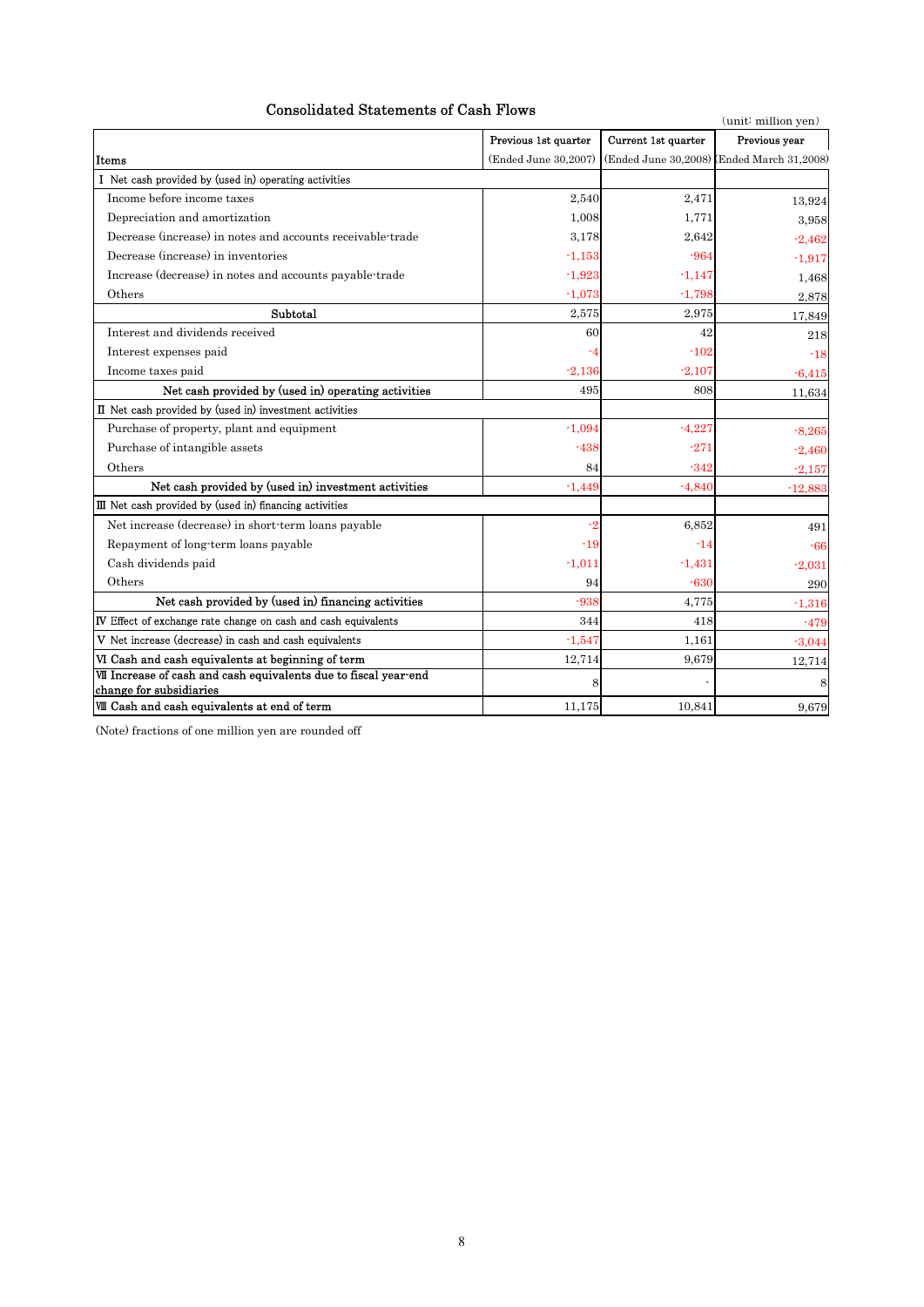## Consolidated Statements of Cash Flows

(unit: million yen)

| Items | Previous 1st quarter (Ended June 30,2007) | Current 1st quarter (Ended June 30,2008) | Previous year (Ended March 31,2008) |
|---|---|---|---|
| Ⅰ Net cash provided by (used in) operating activities | | | |
| Income before income taxes | 2,540 | 2,471 | 13,924 |
| Depreciation and amortization | 1,008 | 1,771 | 3,958 |
| Decrease (increase) in notes and accounts receivable-trade | 3,178 | 2,642 | -2,462 |
| Decrease (increase) in inventories | -1,153 | -964 | -1,917 |
| Increase (decrease) in notes and accounts payable-trade | -1,923 | -1,147 | 1,468 |
| Others | -1,073 | -1,798 | 2,878 |
| Subtotal | 2,575 | 2,975 | 17,849 |
| Interest and dividends received | 60 | 42 | 218 |
| Interest expenses paid | -4 | -102 | -18 |
| Income taxes paid | -2,136 | -2,107 | -6,415 |
| Net cash provided by (used in) operating activities | 495 | 808 | 11,634 |
| Ⅱ Net cash provided by (used in) investment activities | | | |
| Purchase of property, plant and equipment | -1,094 | -4,227 | -8,265 |
| Purchase of intangible assets | -438 | -271 | -2,460 |
| Others | 84 | -342 | -2,157 |
| Net cash provided by (used in) investment activities | -1,449 | -4,840 | -12,883 |
| Ⅲ Net cash provided by (used in) financing activities | | | |
| Net increase (decrease) in short-term loans payable | -2 | 6,852 | 491 |
| Repayment of long-term loans payable | -19 | -14 | -66 |
| Cash dividends paid | -1,011 | -1,431 | -2,031 |
| Others | 94 | -630 | 290 |
| Net cash provided by (used in) financing activities | -938 | 4,775 | -1,316 |
| Ⅳ Effect of exchange rate change on cash and cash equivalents | 344 | 418 | -479 |
| Ⅴ Net increase (decrease) in cash and cash equivalents | -1,547 | 1,161 | -3,044 |
| Ⅵ Cash and cash equivalents at beginning of term | 12,714 | 9,679 | 12,714 |
| Ⅶ Increase of cash and cash equivalents due to fiscal year-end change for subsidiaries | 8 | - | 8 |
| Ⅷ Cash and cash equivalents at end of term | 11,175 | 10,841 | 9,679 |

(Note) fractions of one million yen are rounded off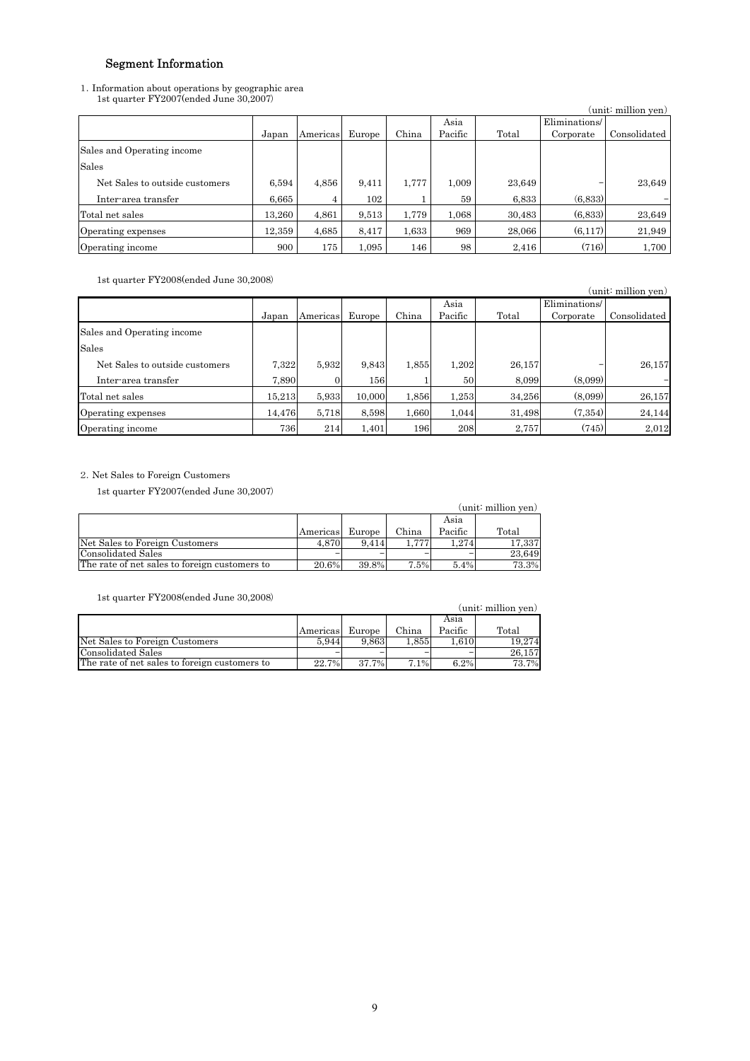## Segment Information

1. Information about operations by geographic area
   1st quarter FY2007(ended June 30,2007)

(unit: million yen)

| | Japan | Americas | Europe | China | Asia Pacific | Total | Eliminations/ Corporate | Consolidated |
|---|---|---|---|---|---|---|---|---|
| Sales and Operating income | | | | | | | | |
| Sales | | | | | | | | |
| Net Sales to outside customers | 6,594 | 4,856 | 9,411 | 1,777 | 1,009 | 23,649 | − | 23,649 |
| Inter-area transfer | 6,665 | 4 | 102 | 1 | 59 | 6,833 | (6,833) | − |
| Total net sales | 13,260 | 4,861 | 9,513 | 1,779 | 1,068 | 30,483 | (6,833) | 23,649 |
| Operating expenses | 12,359 | 4,685 | 8,417 | 1,633 | 969 | 28,066 | (6,117) | 21,949 |
| Operating income | 900 | 175 | 1,095 | 146 | 98 | 2,416 | (716) | 1,700 |

1st quarter FY2008(ended June 30,2008)

(unit: million yen)

| | Japan | Americas | Europe | China | Asia Pacific | Total | Eliminations/ Corporate | Consolidated |
|---|---|---|---|---|---|---|---|---|
| Sales and Operating income | | | | | | | | |
| Sales | | | | | | | | |
| Net Sales to outside customers | 7,322 | 5,932 | 9,843 | 1,855 | 1,202 | 26,157 | − | 26,157 |
| Inter-area transfer | 7,890 | 0 | 156 | 1 | 50 | 8,099 | (8,099) | − |
| Total net sales | 15,213 | 5,933 | 10,000 | 1,856 | 1,253 | 34,256 | (8,099) | 26,157 |
| Operating expenses | 14,476 | 5,718 | 8,598 | 1,660 | 1,044 | 31,498 | (7,354) | 24,144 |
| Operating income | 736 | 214 | 1,401 | 196 | 208 | 2,757 | (745) | 2,012 |

2. Net Sales to Foreign Customers

1st quarter FY2007(ended June 30,2007)

(unit: million yen)

| | Americas | Europe | China | Asia Pacific | Total |
|---|---|---|---|---|---|
| Net Sales to Foreign Customers | 4,870 | 9,414 | 1,777 | 1,274 | 17,337 |
| Consolidated Sales | − | − | − | − | 23,649 |
| The rate of net sales to foreign customers to | 20.6% | 39.8% | 7.5% | 5.4% | 73.3% |

1st quarter FY2008(ended June 30,2008)

(unit: million yen)

| | Americas | Europe | China | Asia Pacific | Total |
|---|---|---|---|---|---|
| Net Sales to Foreign Customers | 5,944 | 9,863 | 1,855 | 1,610 | 19,274 |
| Consolidated Sales | − | − | − | − | 26,157 |
| The rate of net sales to foreign customers to | 22.7% | 37.7% | 7.1% | 6.2% | 73.7% |